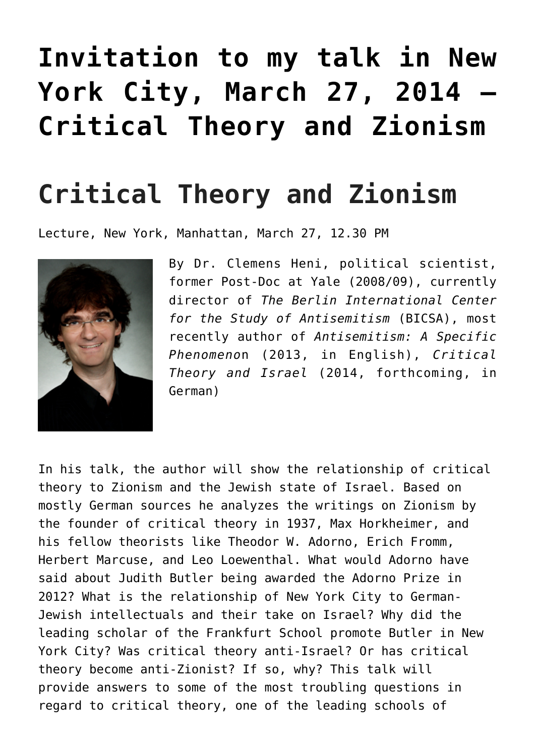# Invitation to my talk in New York City, March 27, 2014 – Critical Theory and Zionism

# Critical Theory and Zionism

Lecture, New York, Manhattan, March 27, 12.30 PM

By Dr. Clemens Heni, political scientist, former Post-Doc at Yale (2008/09), currently director of *The Berlin International Center for the Study of Antisemitism* (BICSA), most recently author of *Antisemitism: A Specific Phenomeno*n (2013, in English), *Critical Theory and Israel* (2014, forthcoming, in German)

In his talk, the author will show the relationship of critical theory to Zionism and the Jewish state of Israel. Based on mostly German sources he analyzes the writings on Zionism by the founder of critical theory in 1937, Max Horkheimer, and his fellow theorists like Theodor W. Adorno, Erich Fromm, Herbert Marcuse, and Leo Loewenthal. What would Adorno have said about Judith Butler being awarded the Adorno Prize in 2012? What is the relationship of New York City to German-Jewish intellectuals and their take on Israel? Why did the leading scholar of the Frankfurt School promote Butler in New York City? Was critical theory anti-Israel? Or has critical theory become anti-Zionist? If so, why? This talk will provide answers to some of the most troubling questions in regard to critical theory, one of the leading schools of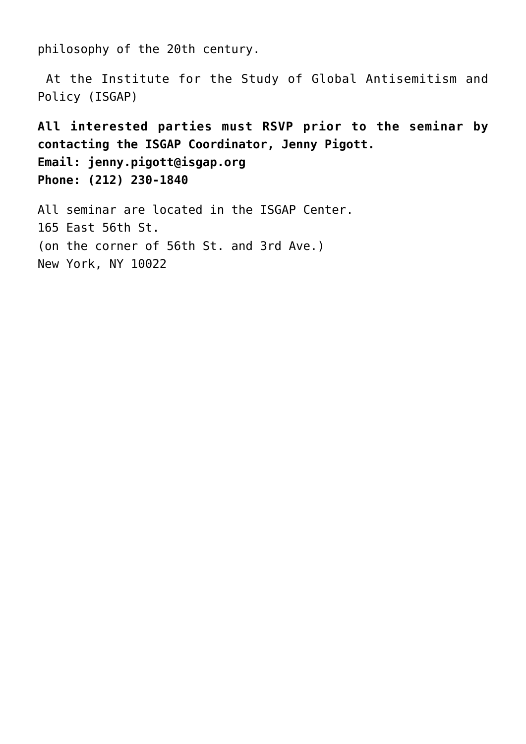philosophy of the 20th century.

At the Institute for the Study of Global Antisemitism and Policy (ISGAP)

**All interested parties must RSVP prior to the seminar by contacting the ISGAP Coordinator, Jenny Pigott.**
**Email: jenny.pigott@isgap.org**
**Phone: (212) 230-1840**

All seminar are located in the ISGAP Center.
165 East 56th St.
(on the corner of 56th St. and 3rd Ave.)
New York, NY 10022